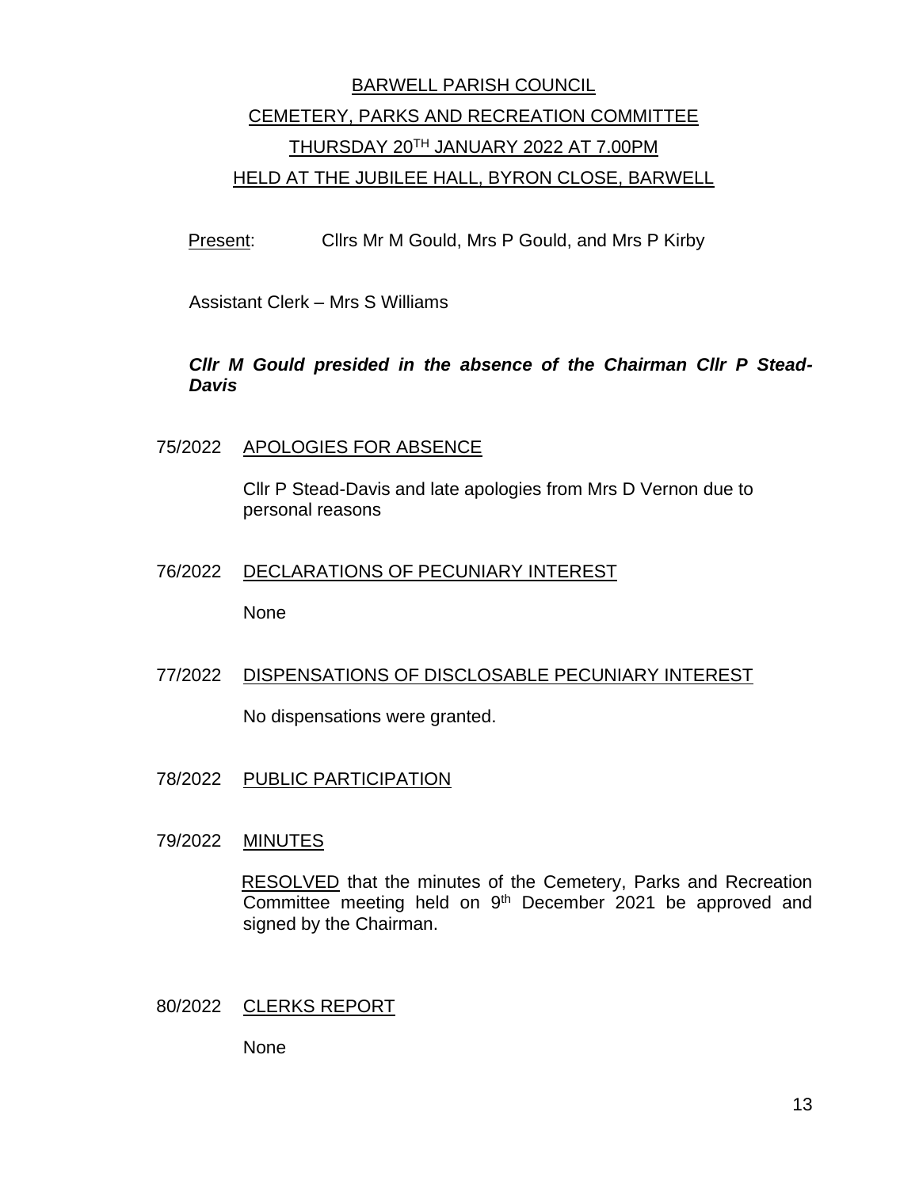# BARWELL PARISH COUNCIL

## CEMETERY, PARKS AND RECREATION COMMITTEE

## THURSDAY 20TH JANUARY 2022 AT 7.00PM

## HELD AT THE JUBILEE HALL, BYRON CLOSE, BARWELL

Present: Cllrs Mr M Gould, Mrs P Gould, and Mrs P Kirby

Assistant Clerk – Mrs S Williams

***Cllr M Gould presided in the absence of the Chairman Cllr P Stead-Davis***

### 75/2022 APOLOGIES FOR ABSENCE

Cllr P Stead-Davis and late apologies from Mrs D Vernon due to personal reasons

### 76/2022 DECLARATIONS OF PECUNIARY INTEREST

None

### 77/2022 DISPENSATIONS OF DISCLOSABLE PECUNIARY INTEREST

No dispensations were granted.

### 78/2022 PUBLIC PARTICIPATION

### 79/2022 MINUTES

RESOLVED that the minutes of the Cemetery, Parks and Recreation Committee meeting held on 9th December 2021 be approved and signed by the Chairman.

### 80/2022 CLERKS REPORT

None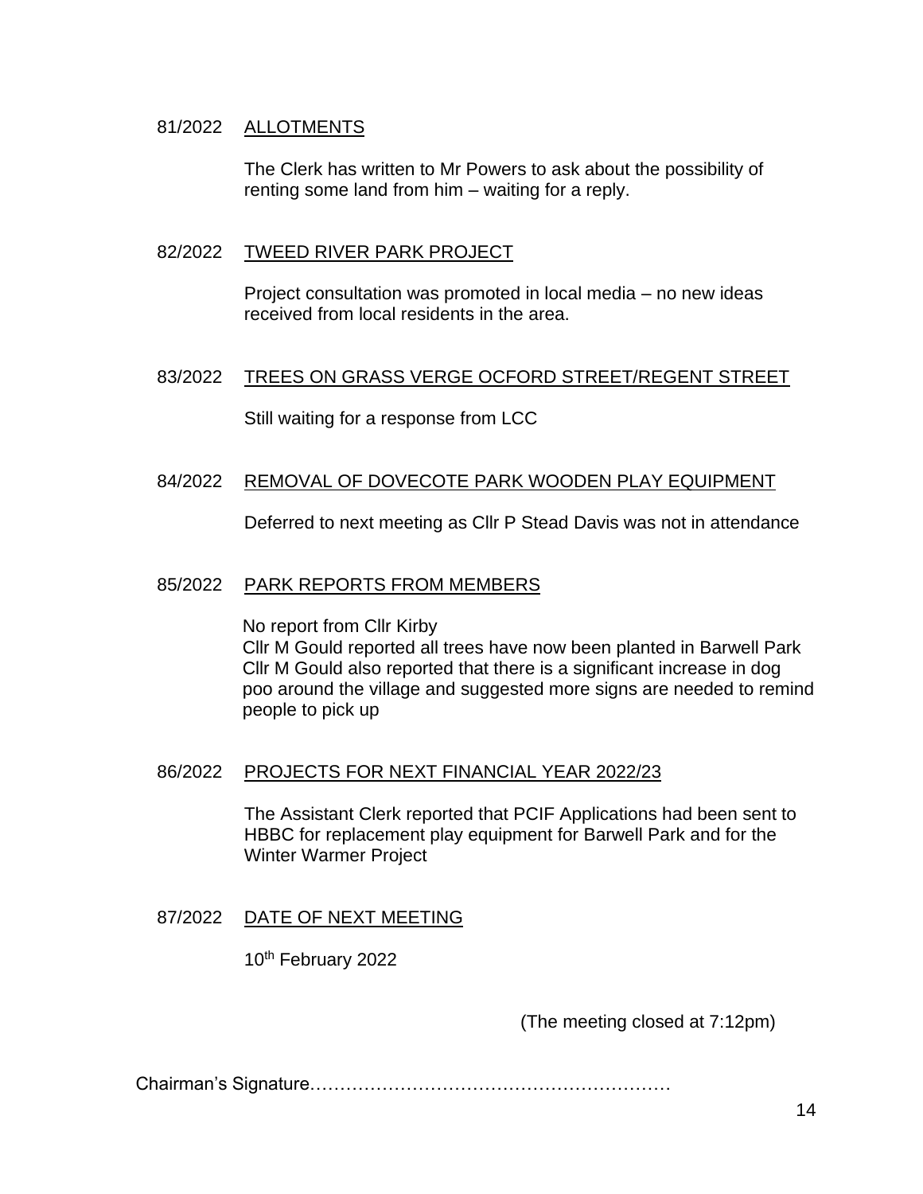81/2022 ALLOTMENTS

The Clerk has written to Mr Powers to ask about the possibility of renting some land from him – waiting for a reply.

82/2022 TWEED RIVER PARK PROJECT

Project consultation was promoted in local media – no new ideas received from local residents in the area.

83/2022 TREES ON GRASS VERGE OCFORD STREET/REGENT STREET

Still waiting for a response from LCC

84/2022 REMOVAL OF DOVECOTE PARK WOODEN PLAY EQUIPMENT

Deferred to next meeting as Cllr P Stead Davis was not in attendance

85/2022 PARK REPORTS FROM MEMBERS

No report from Cllr Kirby
Cllr M Gould reported all trees have now been planted in Barwell Park
Cllr M Gould also reported that there is a significant increase in dog poo around the village and suggested more signs are needed to remind people to pick up

86/2022 PROJECTS FOR NEXT FINANCIAL YEAR 2022/23

The Assistant Clerk reported that PCIF Applications had been sent to HBBC for replacement play equipment for Barwell Park and for the Winter Warmer Project

87/2022 DATE OF NEXT MEETING

10th February 2022

(The meeting closed at 7:12pm)

Chairman's Signature…………………………………………………